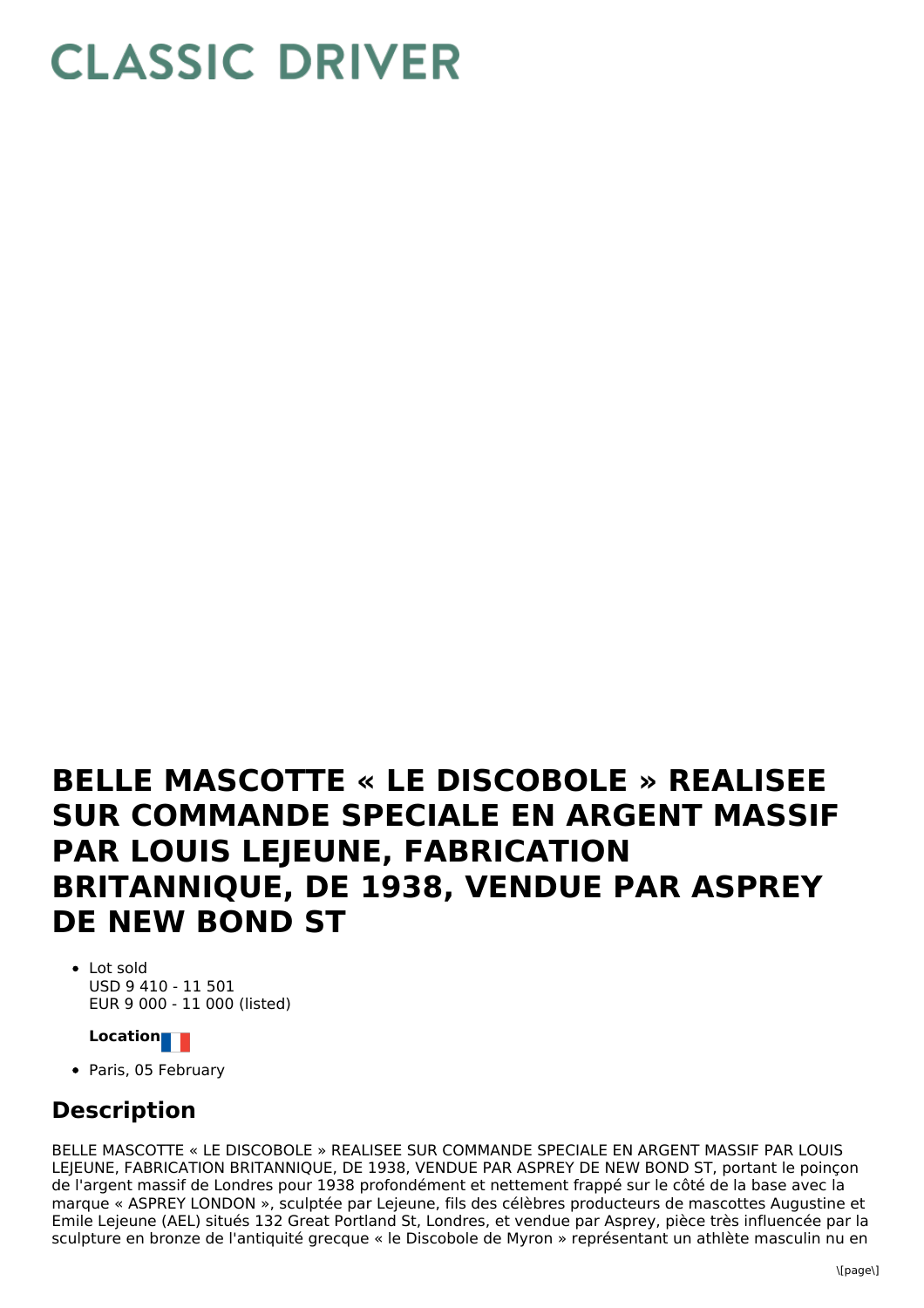# CLASSIC DRIVER

# BELLE MASCOTTE « LE DISCOBOLE » REALISEE SUR COMMANDE SPECIALE EN ARGENT MASSIF PAR LOUIS LEJEUNE, FABRICATION BRITANNIQUE, DE 1938, VENDUE PAR ASPREY DE NEW BOND ST

- Lot sold  
  USD 9 410 - 11 501  
  EUR 9 000 - 11 000 (listed)

**Location**

- Paris, 05 February

## Description

BELLE MASCOTTE « LE DISCOBOLE » REALISEE SUR COMMANDE SPECIALE EN ARGENT MASSIF PAR LOUIS LEJEUNE, FABRICATION BRITANNIQUE, DE 1938, VENDUE PAR ASPREY DE NEW BOND ST, portant le poinçon de l'argent massif de Londres pour 1938 profondément et nettement frappé sur le côté de la base avec la marque « ASPREY LONDON », sculptée par Lejeune, fils des célèbres producteurs de mascottes Augustine et Emile Lejeune (AEL) situés 132 Great Portland St, Londres, et vendue par Asprey, pièce très influencée par la sculpture en bronze de l'antiquité grecque « le Discobole de Myron » représentant un athlète masculin nu en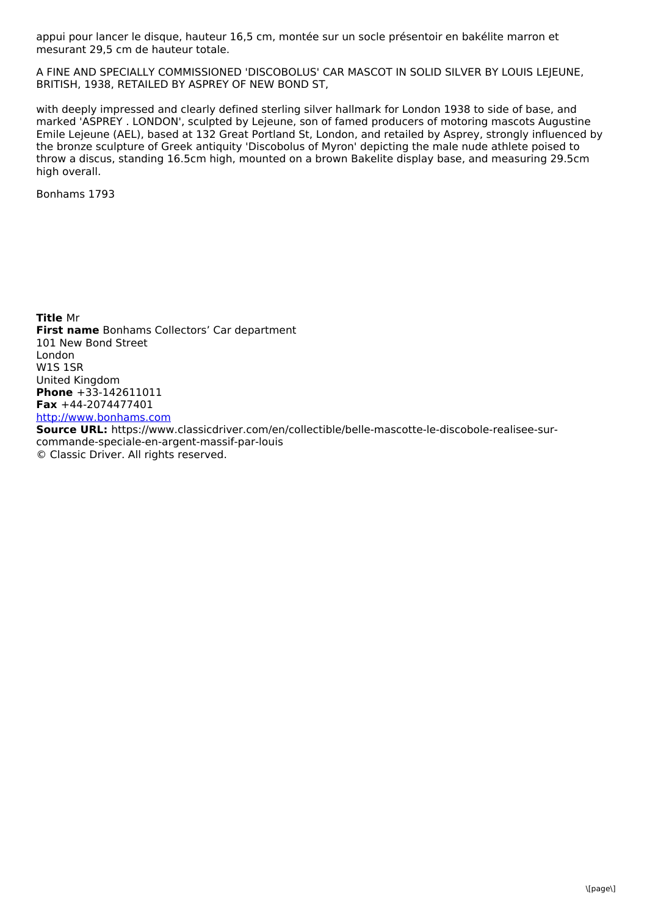appui pour lancer le disque, hauteur 16,5 cm, montée sur un socle présentoir en bakélite marron et mesurant 29,5 cm de hauteur totale.

A FINE AND SPECIALLY COMMISSIONED 'DISCOBOLUS' CAR MASCOT IN SOLID SILVER BY LOUIS LEJEUNE, BRITISH, 1938, RETAILED BY ASPREY OF NEW BOND ST,

with deeply impressed and clearly defined sterling silver hallmark for London 1938 to side of base, and marked 'ASPREY . LONDON', sculpted by Lejeune, son of famed producers of motoring mascots Augustine Emile Lejeune (AEL), based at 132 Great Portland St, London, and retailed by Asprey, strongly influenced by the bronze sculpture of Greek antiquity 'Discobolus of Myron' depicting the male nude athlete poised to throw a discus, standing 16.5cm high, mounted on a brown Bakelite display base, and measuring 29.5cm high overall.

Bonhams 1793

**Title** Mr
**First name** Bonhams Collectors' Car department
101 New Bond Street
London
W1S 1SR
United Kingdom
**Phone** +33-142611011
**Fax** +44-2074477401
[http://www.bonhams.com](http://www.bonhams.com)
**Source URL:** https://www.classicdriver.com/en/collectible/belle-mascotte-le-discobole-realisee-sur-commande-speciale-en-argent-massif-par-louis
© Classic Driver. All rights reserved.